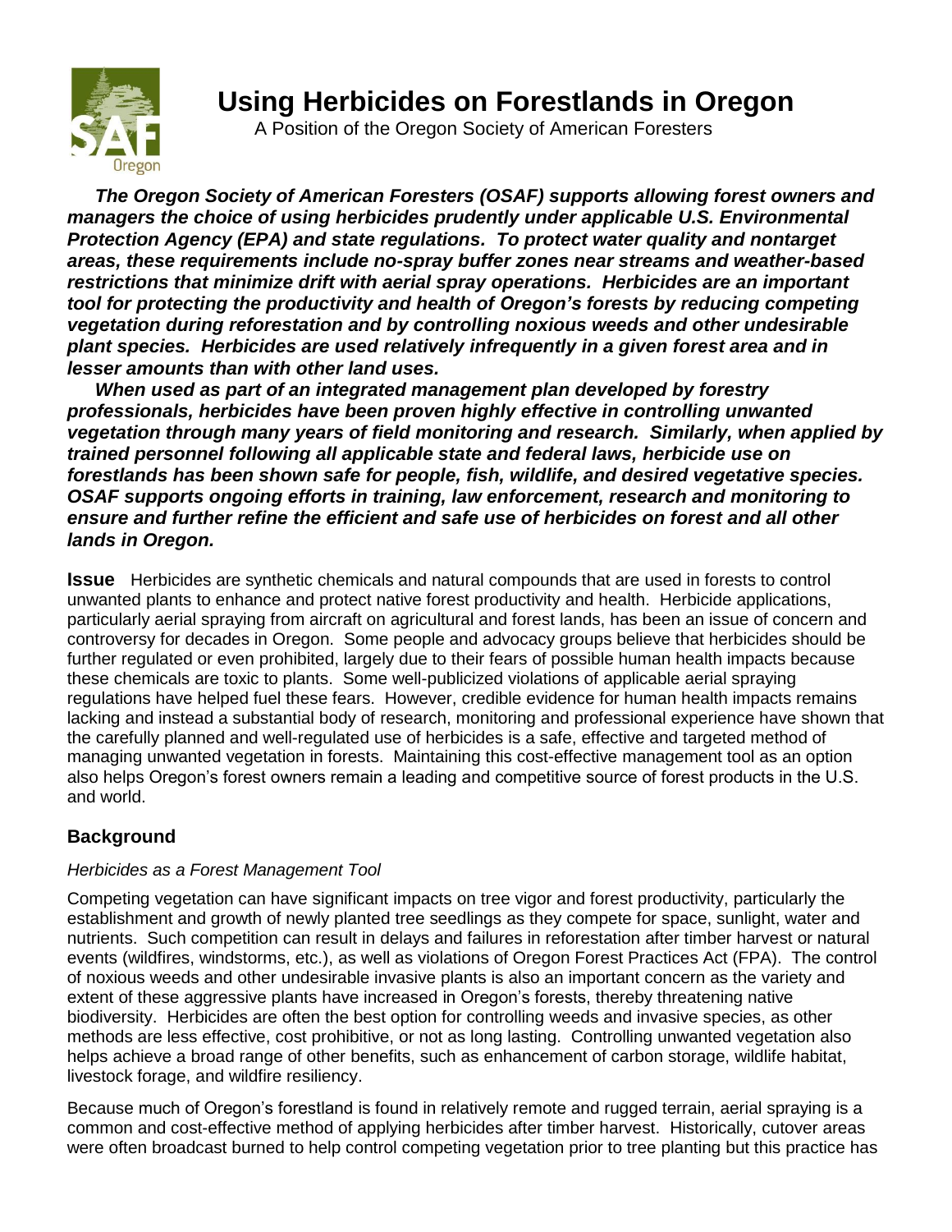# Using Herbicides on Forestlands in Oregon

A Position of the Oregon Society of American Foresters

***The Oregon Society of American Foresters (OSAF) supports allowing forest owners and managers the choice of using herbicides prudently under applicable U.S. Environmental Protection Agency (EPA) and state regulations. To protect water quality and nontarget areas, these requirements include no-spray buffer zones near streams and weather-based restrictions that minimize drift with aerial spray operations. Herbicides are an important tool for protecting the productivity and health of Oregon's forests by reducing competing vegetation during reforestation and by controlling noxious weeds and other undesirable plant species. Herbicides are used relatively infrequently in a given forest area and in lesser amounts than with other land uses.***

***When used as part of an integrated management plan developed by forestry professionals, herbicides have been proven highly effective in controlling unwanted vegetation through many years of field monitoring and research. Similarly, when applied by trained personnel following all applicable state and federal laws, herbicide use on forestlands has been shown safe for people, fish, wildlife, and desired vegetative species. OSAF supports ongoing efforts in training, law enforcement, research and monitoring to ensure and further refine the efficient and safe use of herbicides on forest and all other lands in Oregon.***

**Issue** Herbicides are synthetic chemicals and natural compounds that are used in forests to control unwanted plants to enhance and protect native forest productivity and health. Herbicide applications, particularly aerial spraying from aircraft on agricultural and forest lands, has been an issue of concern and controversy for decades in Oregon. Some people and advocacy groups believe that herbicides should be further regulated or even prohibited, largely due to their fears of possible human health impacts because these chemicals are toxic to plants. Some well-publicized violations of applicable aerial spraying regulations have helped fuel these fears. However, credible evidence for human health impacts remains lacking and instead a substantial body of research, monitoring and professional experience have shown that the carefully planned and well-regulated use of herbicides is a safe, effective and targeted method of managing unwanted vegetation in forests. Maintaining this cost-effective management tool as an option also helps Oregon's forest owners remain a leading and competitive source of forest products in the U.S. and world.

## Background

*Herbicides as a Forest Management Tool*

Competing vegetation can have significant impacts on tree vigor and forest productivity, particularly the establishment and growth of newly planted tree seedlings as they compete for space, sunlight, water and nutrients. Such competition can result in delays and failures in reforestation after timber harvest or natural events (wildfires, windstorms, etc.), as well as violations of Oregon Forest Practices Act (FPA). The control of noxious weeds and other undesirable invasive plants is also an important concern as the variety and extent of these aggressive plants have increased in Oregon's forests, thereby threatening native biodiversity. Herbicides are often the best option for controlling weeds and invasive species, as other methods are less effective, cost prohibitive, or not as long lasting. Controlling unwanted vegetation also helps achieve a broad range of other benefits, such as enhancement of carbon storage, wildlife habitat, livestock forage, and wildfire resiliency.

Because much of Oregon's forestland is found in relatively remote and rugged terrain, aerial spraying is a common and cost-effective method of applying herbicides after timber harvest. Historically, cutover areas were often broadcast burned to help control competing vegetation prior to tree planting but this practice has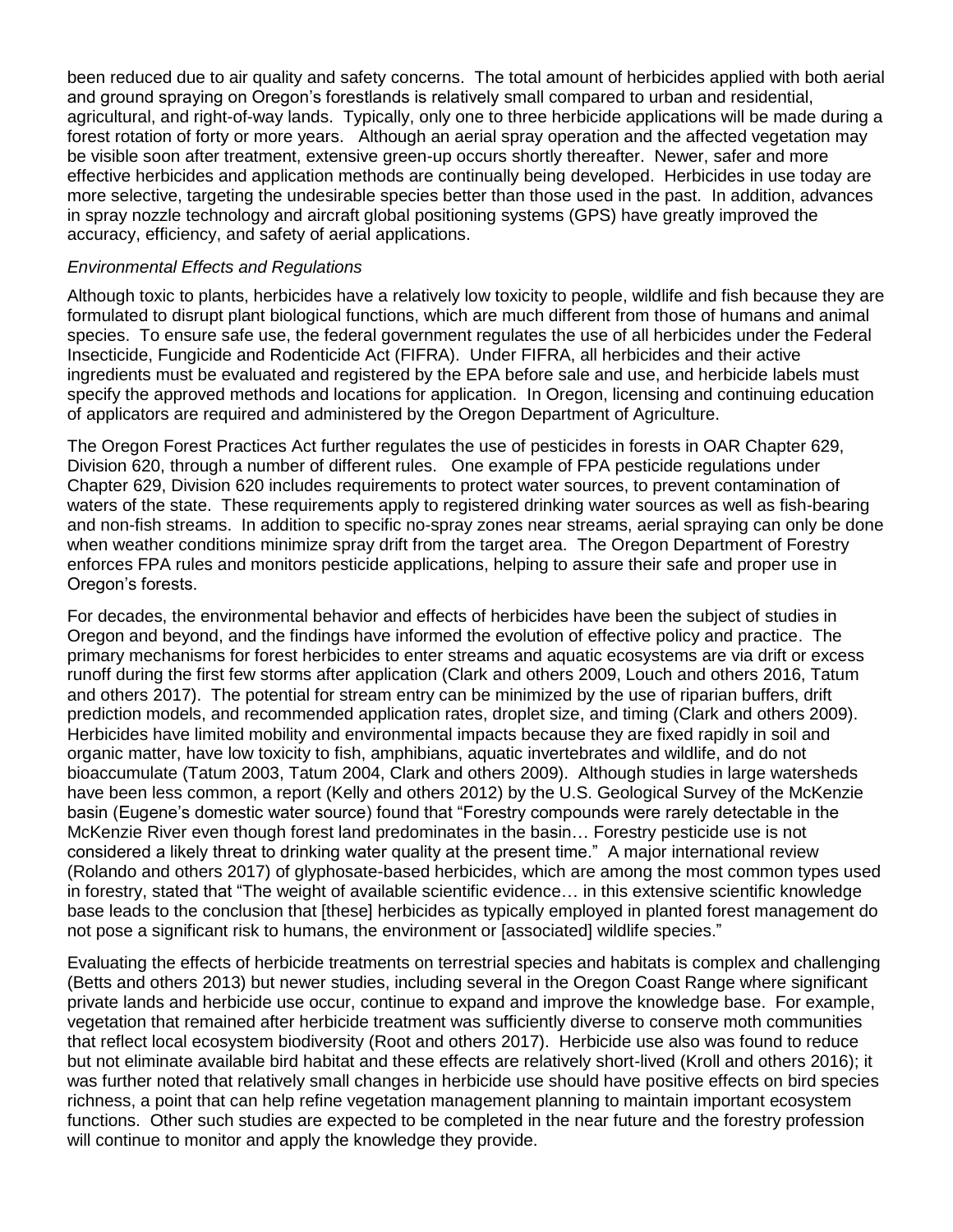been reduced due to air quality and safety concerns. The total amount of herbicides applied with both aerial and ground spraying on Oregon's forestlands is relatively small compared to urban and residential, agricultural, and right-of-way lands. Typically, only one to three herbicide applications will be made during a forest rotation of forty or more years. Although an aerial spray operation and the affected vegetation may be visible soon after treatment, extensive green-up occurs shortly thereafter. Newer, safer and more effective herbicides and application methods are continually being developed. Herbicides in use today are more selective, targeting the undesirable species better than those used in the past. In addition, advances in spray nozzle technology and aircraft global positioning systems (GPS) have greatly improved the accuracy, efficiency, and safety of aerial applications.

*Environmental Effects and Regulations*

Although toxic to plants, herbicides have a relatively low toxicity to people, wildlife and fish because they are formulated to disrupt plant biological functions, which are much different from those of humans and animal species. To ensure safe use, the federal government regulates the use of all herbicides under the Federal Insecticide, Fungicide and Rodenticide Act (FIFRA). Under FIFRA, all herbicides and their active ingredients must be evaluated and registered by the EPA before sale and use, and herbicide labels must specify the approved methods and locations for application. In Oregon, licensing and continuing education of applicators are required and administered by the Oregon Department of Agriculture.

The Oregon Forest Practices Act further regulates the use of pesticides in forests in OAR Chapter 629, Division 620, through a number of different rules. One example of FPA pesticide regulations under Chapter 629, Division 620 includes requirements to protect water sources, to prevent contamination of waters of the state. These requirements apply to registered drinking water sources as well as fish-bearing and non-fish streams. In addition to specific no-spray zones near streams, aerial spraying can only be done when weather conditions minimize spray drift from the target area. The Oregon Department of Forestry enforces FPA rules and monitors pesticide applications, helping to assure their safe and proper use in Oregon's forests.

For decades, the environmental behavior and effects of herbicides have been the subject of studies in Oregon and beyond, and the findings have informed the evolution of effective policy and practice. The primary mechanisms for forest herbicides to enter streams and aquatic ecosystems are via drift or excess runoff during the first few storms after application (Clark and others 2009, Louch and others 2016, Tatum and others 2017). The potential for stream entry can be minimized by the use of riparian buffers, drift prediction models, and recommended application rates, droplet size, and timing (Clark and others 2009). Herbicides have limited mobility and environmental impacts because they are fixed rapidly in soil and organic matter, have low toxicity to fish, amphibians, aquatic invertebrates and wildlife, and do not bioaccumulate (Tatum 2003, Tatum 2004, Clark and others 2009). Although studies in large watersheds have been less common, a report (Kelly and others 2012) by the U.S. Geological Survey of the McKenzie basin (Eugene's domestic water source) found that "Forestry compounds were rarely detectable in the McKenzie River even though forest land predominates in the basin… Forestry pesticide use is not considered a likely threat to drinking water quality at the present time." A major international review (Rolando and others 2017) of glyphosate-based herbicides, which are among the most common types used in forestry, stated that "The weight of available scientific evidence… in this extensive scientific knowledge base leads to the conclusion that [these] herbicides as typically employed in planted forest management do not pose a significant risk to humans, the environment or [associated] wildlife species."

Evaluating the effects of herbicide treatments on terrestrial species and habitats is complex and challenging (Betts and others 2013) but newer studies, including several in the Oregon Coast Range where significant private lands and herbicide use occur, continue to expand and improve the knowledge base. For example, vegetation that remained after herbicide treatment was sufficiently diverse to conserve moth communities that reflect local ecosystem biodiversity (Root and others 2017). Herbicide use also was found to reduce but not eliminate available bird habitat and these effects are relatively short-lived (Kroll and others 2016); it was further noted that relatively small changes in herbicide use should have positive effects on bird species richness, a point that can help refine vegetation management planning to maintain important ecosystem functions. Other such studies are expected to be completed in the near future and the forestry profession will continue to monitor and apply the knowledge they provide.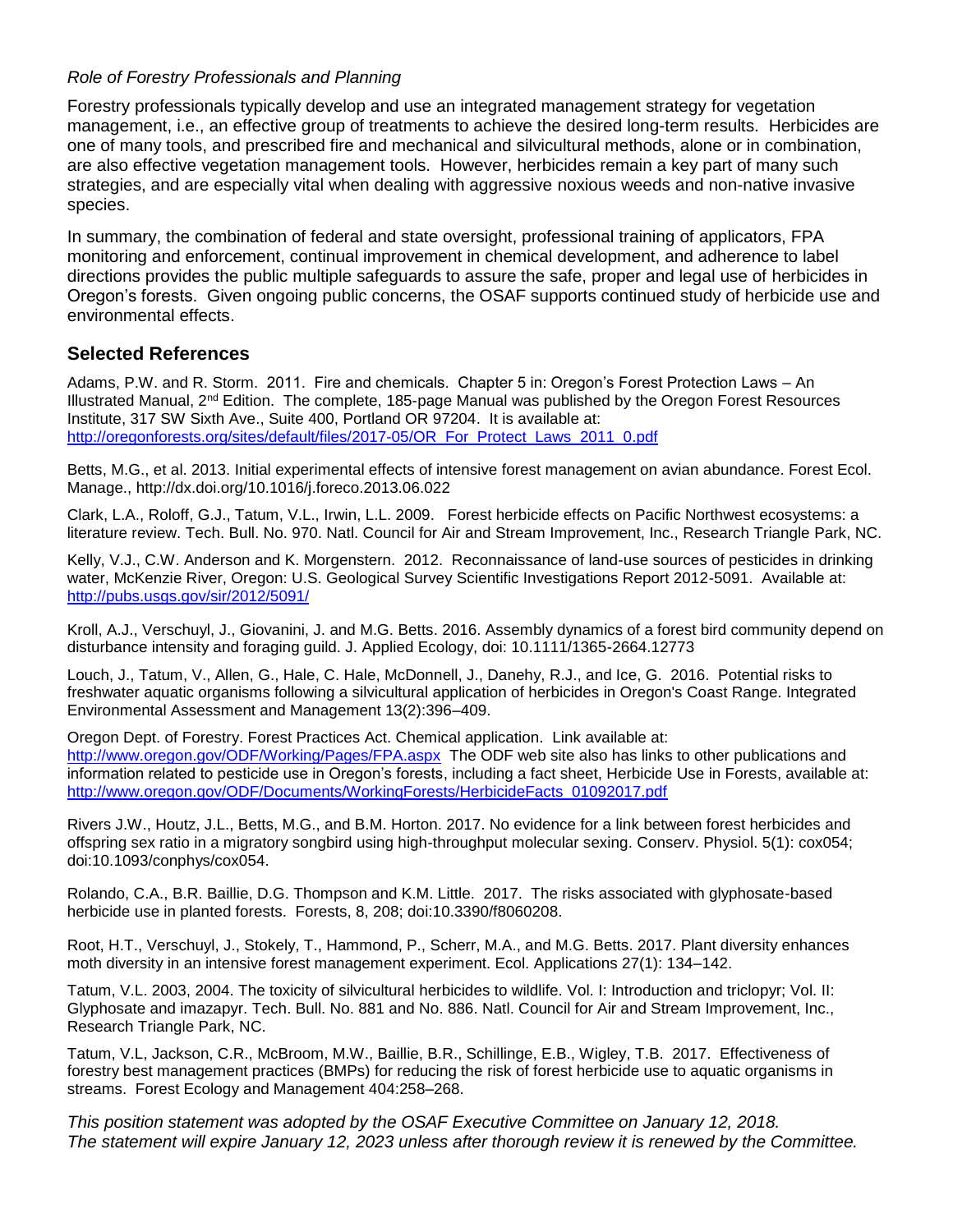*Role of Forestry Professionals and Planning*

Forestry professionals typically develop and use an integrated management strategy for vegetation management, i.e., an effective group of treatments to achieve the desired long-term results. Herbicides are one of many tools, and prescribed fire and mechanical and silvicultural methods, alone or in combination, are also effective vegetation management tools. However, herbicides remain a key part of many such strategies, and are especially vital when dealing with aggressive noxious weeds and non-native invasive species.

In summary, the combination of federal and state oversight, professional training of applicators, FPA monitoring and enforcement, continual improvement in chemical development, and adherence to label directions provides the public multiple safeguards to assure the safe, proper and legal use of herbicides in Oregon's forests. Given ongoing public concerns, the OSAF supports continued study of herbicide use and environmental effects.

## Selected References

Adams, P.W. and R. Storm. 2011. Fire and chemicals. Chapter 5 in: Oregon's Forest Protection Laws – An Illustrated Manual, 2nd Edition. The complete, 185-page Manual was published by the Oregon Forest Resources Institute, 317 SW Sixth Ave., Suite 400, Portland OR 97204. It is available at: http://oregonforests.org/sites/default/files/2017-05/OR_For_Protect_Laws_2011_0.pdf

Betts, M.G., et al. 2013. Initial experimental effects of intensive forest management on avian abundance. Forest Ecol. Manage., http://dx.doi.org/10.1016/j.foreco.2013.06.022

Clark, L.A., Roloff, G.J., Tatum, V.L., Irwin, L.L. 2009. Forest herbicide effects on Pacific Northwest ecosystems: a literature review. Tech. Bull. No. 970. Natl. Council for Air and Stream Improvement, Inc., Research Triangle Park, NC.

Kelly, V.J., C.W. Anderson and K. Morgenstern. 2012. Reconnaissance of land-use sources of pesticides in drinking water, McKenzie River, Oregon: U.S. Geological Survey Scientific Investigations Report 2012-5091. Available at: http://pubs.usgs.gov/sir/2012/5091/

Kroll, A.J., Verschuyl, J., Giovanini, J. and M.G. Betts. 2016. Assembly dynamics of a forest bird community depend on disturbance intensity and foraging guild. J. Applied Ecology, doi: 10.1111/1365-2664.12773

Louch, J., Tatum, V., Allen, G., Hale, C. Hale, McDonnell, J., Danehy, R.J., and Ice, G. 2016. Potential risks to freshwater aquatic organisms following a silvicultural application of herbicides in Oregon's Coast Range. Integrated Environmental Assessment and Management 13(2):396–409.

Oregon Dept. of Forestry. Forest Practices Act. Chemical application. Link available at: http://www.oregon.gov/ODF/Working/Pages/FPA.aspx The ODF web site also has links to other publications and information related to pesticide use in Oregon's forests, including a fact sheet, Herbicide Use in Forests, available at: http://www.oregon.gov/ODF/Documents/WorkingForests/HerbicideFacts_01092017.pdf

Rivers J.W., Houtz, J.L., Betts, M.G., and B.M. Horton. 2017. No evidence for a link between forest herbicides and offspring sex ratio in a migratory songbird using high-throughput molecular sexing. Conserv. Physiol. 5(1): cox054; doi:10.1093/conphys/cox054.

Rolando, C.A., B.R. Baillie, D.G. Thompson and K.M. Little. 2017. The risks associated with glyphosate-based herbicide use in planted forests. Forests, 8, 208; doi:10.3390/f8060208.

Root, H.T., Verschuyl, J., Stokely, T., Hammond, P., Scherr, M.A., and M.G. Betts. 2017. Plant diversity enhances moth diversity in an intensive forest management experiment. Ecol. Applications 27(1): 134–142.

Tatum, V.L. 2003, 2004. The toxicity of silvicultural herbicides to wildlife. Vol. I: Introduction and triclopyr; Vol. II: Glyphosate and imazapyr. Tech. Bull. No. 881 and No. 886. Natl. Council for Air and Stream Improvement, Inc., Research Triangle Park, NC.

Tatum, V.L, Jackson, C.R., McBroom, M.W., Baillie, B.R., Schillinge, E.B., Wigley, T.B. 2017. Effectiveness of forestry best management practices (BMPs) for reducing the risk of forest herbicide use to aquatic organisms in streams. Forest Ecology and Management 404:258–268.

*This position statement was adopted by the OSAF Executive Committee on January 12, 2018.*
*The statement will expire January 12, 2023 unless after thorough review it is renewed by the Committee.*